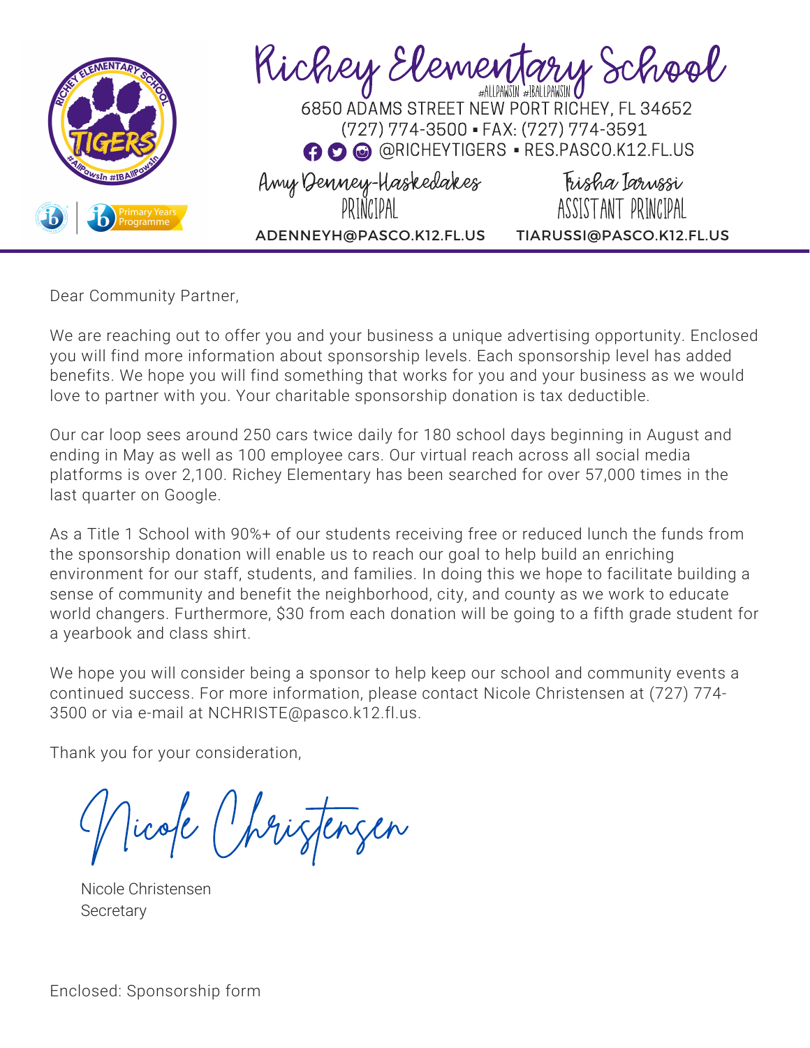# Richey Elementary School

#ALLPAWSIN #IBALLPAWSIN

6850 ADAMS STREET NEW PORT RICHEY, FL 34652
(727) 774-3500 ▪ FAX: (727) 774-3591
@RICHEYTIGERS ▪ RES.PASCO.K12.FL.US

Amy Denney-Haskedakes
PRINCIPAL
ADENNEYH@PASCO.K12.FL.US

Trisha Iarussi
ASSISTANT PRINCIPAL
TIARUSSI@PASCO.K12.FL.US

---

Dear Community Partner,

We are reaching out to offer you and your business a unique advertising opportunity. Enclosed you will find more information about sponsorship levels. Each sponsorship level has added benefits. We hope you will find something that works for you and your business as we would love to partner with you. Your charitable sponsorship donation is tax deductible.

Our car loop sees around 250 cars twice daily for 180 school days beginning in August and ending in May as well as 100 employee cars. Our virtual reach across all social media platforms is over 2,100. Richey Elementary has been searched for over 57,000 times in the last quarter on Google.

As a Title 1 School with 90%+ of our students receiving free or reduced lunch the funds from the sponsorship donation will enable us to reach our goal to help build an enriching environment for our staff, students, and families. In doing this we hope to facilitate building a sense of community and benefit the neighborhood, city, and county as we work to educate world changers. Furthermore, $30 from each donation will be going to a fifth grade student for a yearbook and class shirt.

We hope you will consider being a sponsor to help keep our school and community events a continued success. For more information, please contact Nicole Christensen at (727) 774-3500 or via e-mail at NCHRISTE@pasco.k12.fl.us.

Thank you for your consideration,

*Nicole Christensen*

Nicole Christensen
Secretary

Enclosed: Sponsorship form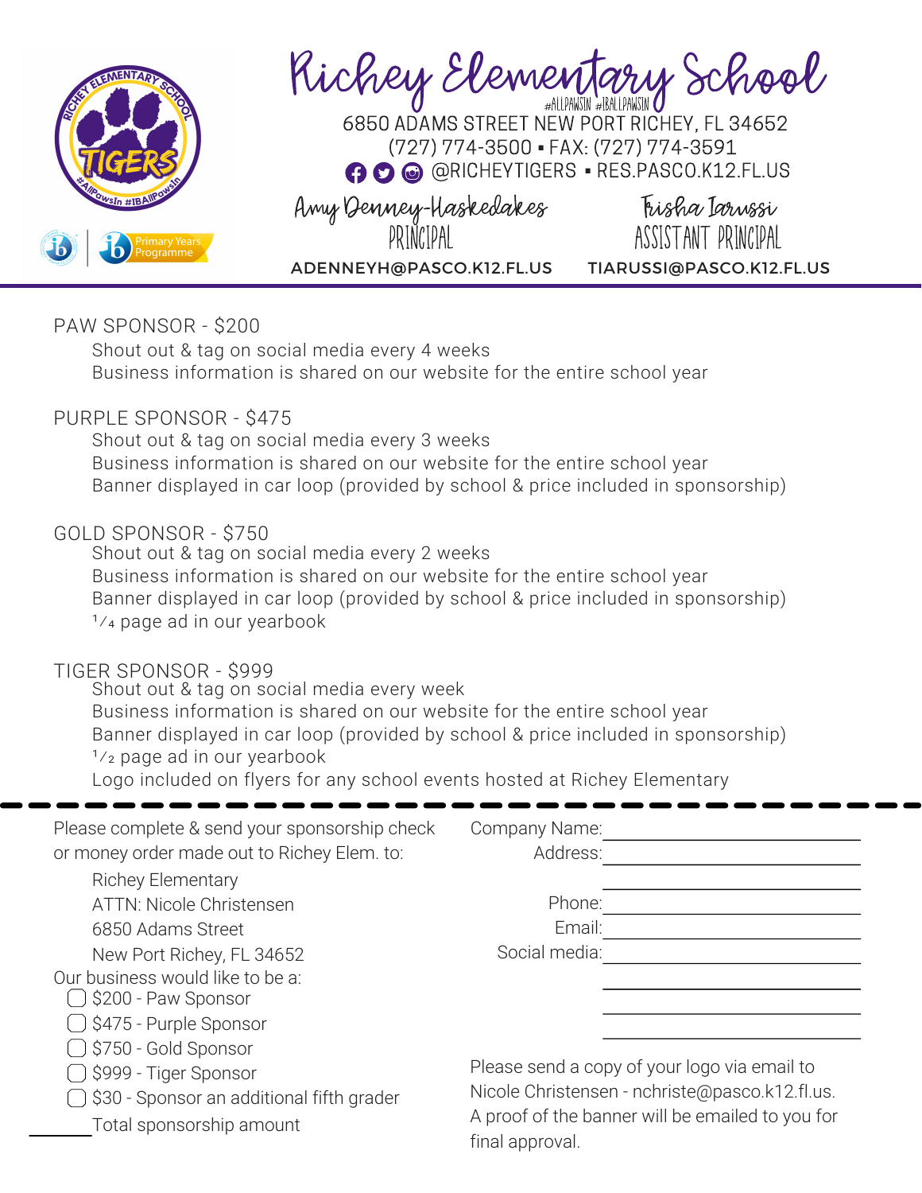# Richey Elementary School

#ALLPAWSIN #IBALLPAWSIN

6850 ADAMS STREET NEW PORT RICHEY, FL 34652
(727) 774-3500 ▪ FAX: (727) 774-3591
@RICHEYTIGERS ▪ RES.PASCO.K12.FL.US

Amy Denney-Haskedakes
PRINCIPAL
ADENNEYH@PASCO.K12.FL.US

Trisha Iarussi
ASSISTANT PRINCIPAL
TIARUSSI@PASCO.K12.FL.US

---

PAW SPONSOR - $200
- Shout out & tag on social media every 4 weeks
- Business information is shared on our website for the entire school year

PURPLE SPONSOR - $475
- Shout out & tag on social media every 3 weeks
- Business information is shared on our website for the entire school year
- Banner displayed in car loop (provided by school & price included in sponsorship)

GOLD SPONSOR - $750
- Shout out & tag on social media every 2 weeks
- Business information is shared on our website for the entire school year
- Banner displayed in car loop (provided by school & price included in sponsorship)
- 1/4 page ad in our yearbook

TIGER SPONSOR - $999
- Shout out & tag on social media every week
- Business information is shared on our website for the entire school year
- Banner displayed in car loop (provided by school & price included in sponsorship)
- 1/2 page ad in our yearbook
- Logo included on flyers for any school events hosted at Richey Elementary

---

Please complete & send your sponsorship check or money order made out to Richey Elem. to:

Richey Elementary
ATTN: Nicole Christensen
6850 Adams Street
New Port Richey, FL 34652

Our business would like to be a:
- ▢ $200 - Paw Sponsor
- ▢ $475 - Purple Sponsor
- ▢ $750 - Gold Sponsor
- ▢ $999 - Tiger Sponsor
- ▢ $30 - Sponsor an additional fifth grader

_______ Total sponsorship amount

Company Name: ____________________
Address: ____________________
____________________
Phone: ____________________
Email: ____________________
Social media: ____________________
____________________
____________________
____________________

Please send a copy of your logo via email to Nicole Christensen - nchriste@pasco.k12.fl.us. A proof of the banner will be emailed to you for final approval.